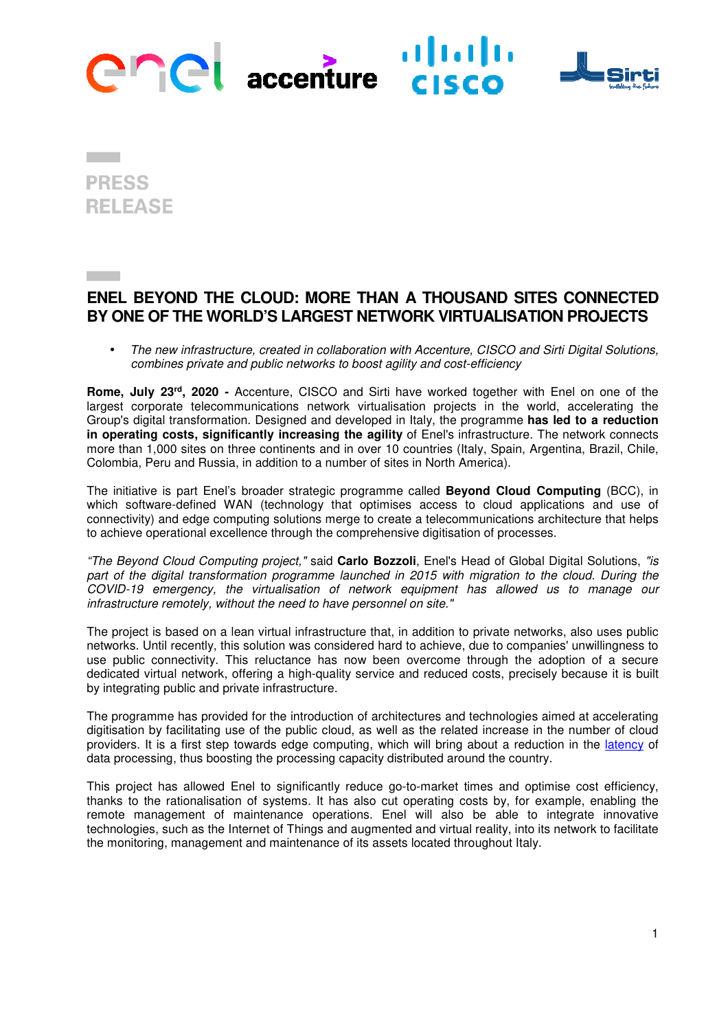PRESS RELEASE

# ENEL BEYOND THE CLOUD: MORE THAN A THOUSAND SITES CONNECTED BY ONE OF THE WORLD'S LARGEST NETWORK VIRTUALISATION PROJECTS

- *The new infrastructure, created in collaboration with Accenture, CISCO and Sirti Digital Solutions, combines private and public networks to boost agility and cost-efficiency*

**Rome, July 23rd, 2020 -** Accenture, CISCO and Sirti have worked together with Enel on one of the largest corporate telecommunications network virtualisation projects in the world, accelerating the Group's digital transformation. Designed and developed in Italy, the programme **has led to a reduction in operating costs, significantly increasing the agility** of Enel's infrastructure. The network connects more than 1,000 sites on three continents and in over 10 countries (Italy, Spain, Argentina, Brazil, Chile, Colombia, Peru and Russia, in addition to a number of sites in North America).

The initiative is part Enel's broader strategic programme called **Beyond Cloud Computing** (BCC), in which software-defined WAN (technology that optimises access to cloud applications and use of connectivity) and edge computing solutions merge to create a telecommunications architecture that helps to achieve operational excellence through the comprehensive digitisation of processes.

*"The Beyond Cloud Computing project,"* said **Carlo Bozzoli**, Enel's Head of Global Digital Solutions, *"is part of the digital transformation programme launched in 2015 with migration to the cloud. During the COVID-19 emergency, the virtualisation of network equipment has allowed us to manage our infrastructure remotely, without the need to have personnel on site."*

The project is based on a lean virtual infrastructure that, in addition to private networks, also uses public networks. Until recently, this solution was considered hard to achieve, due to companies' unwillingness to use public connectivity. This reluctance has now been overcome through the adoption of a secure dedicated virtual network, offering a high-quality service and reduced costs, precisely because it is built by integrating public and private infrastructure.

The programme has provided for the introduction of architectures and technologies aimed at accelerating digitisation by facilitating use of the public cloud, as well as the related increase in the number of cloud providers. It is a first step towards edge computing, which will bring about a reduction in the latency of data processing, thus boosting the processing capacity distributed around the country.

This project has allowed Enel to significantly reduce go-to-market times and optimise cost efficiency, thanks to the rationalisation of systems. It has also cut operating costs by, for example, enabling the remote management of maintenance operations. Enel will also be able to integrate innovative technologies, such as the Internet of Things and augmented and virtual reality, into its network to facilitate the monitoring, management and maintenance of its assets located throughout Italy.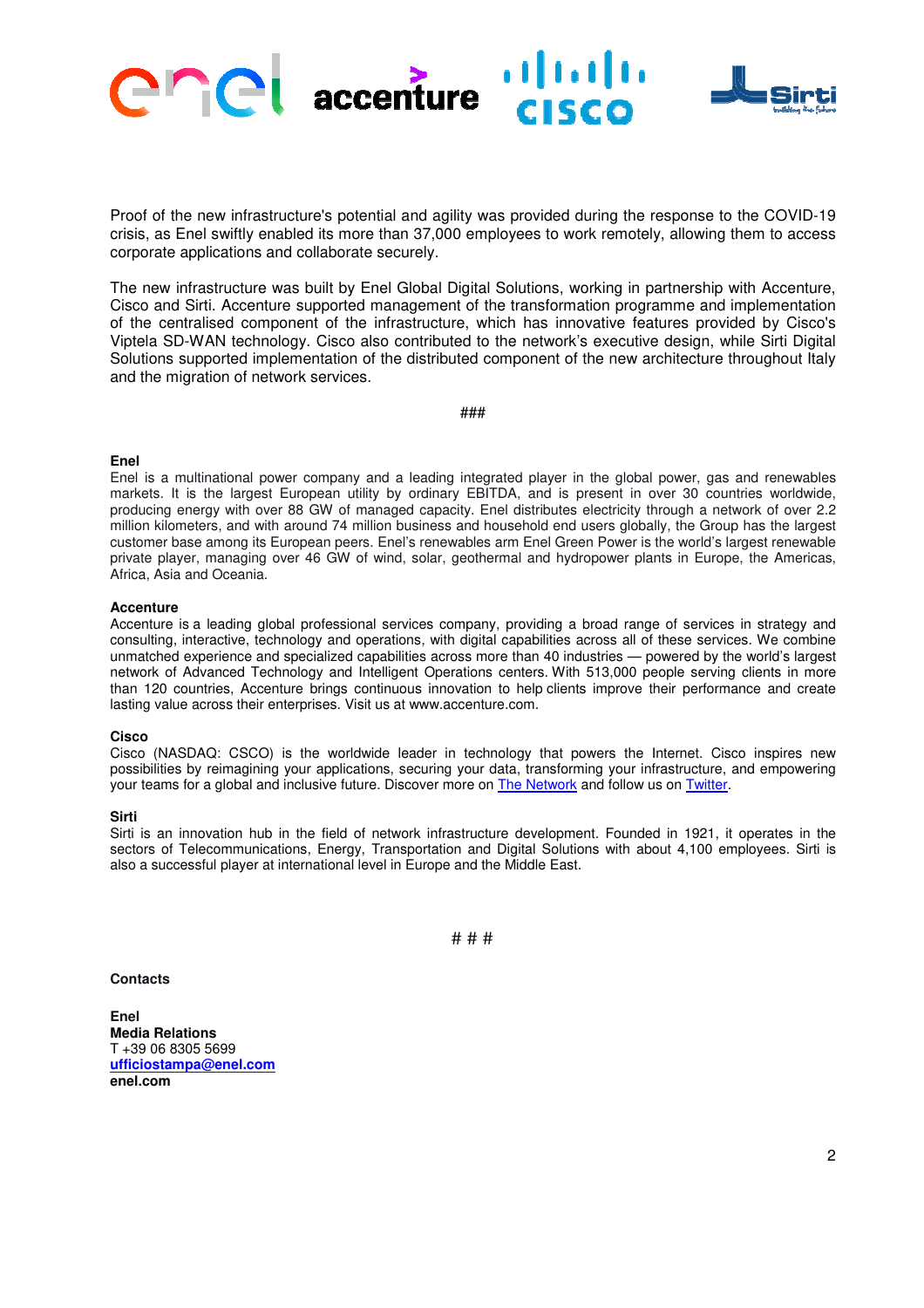Proof of the new infrastructure's potential and agility was provided during the response to the COVID-19 crisis, as Enel swiftly enabled its more than 37,000 employees to work remotely, allowing them to access corporate applications and collaborate securely.

The new infrastructure was built by Enel Global Digital Solutions, working in partnership with Accenture, Cisco and Sirti. Accenture supported management of the transformation programme and implementation of the centralised component of the infrastructure, which has innovative features provided by Cisco's Viptela SD-WAN technology. Cisco also contributed to the network's executive design, while Sirti Digital Solutions supported implementation of the distributed component of the new architecture throughout Italy and the migration of network services.

###

**Enel**
Enel is a multinational power company and a leading integrated player in the global power, gas and renewables markets. It is the largest European utility by ordinary EBITDA, and is present in over 30 countries worldwide, producing energy with over 88 GW of managed capacity. Enel distributes electricity through a network of over 2.2 million kilometers, and with around 74 million business and household end users globally, the Group has the largest customer base among its European peers. Enel's renewables arm Enel Green Power is the world's largest renewable private player, managing over 46 GW of wind, solar, geothermal and hydropower plants in Europe, the Americas, Africa, Asia and Oceania.

**Accenture**
Accenture is a leading global professional services company, providing a broad range of services in strategy and consulting, interactive, technology and operations, with digital capabilities across all of these services. We combine unmatched experience and specialized capabilities across more than 40 industries — powered by the world's largest network of Advanced Technology and Intelligent Operations centers. With 513,000 people serving clients in more than 120 countries, Accenture brings continuous innovation to help clients improve their performance and create lasting value across their enterprises. Visit us at www.accenture.com.

**Cisco**
Cisco (NASDAQ: CSCO) is the worldwide leader in technology that powers the Internet. Cisco inspires new possibilities by reimagining your applications, securing your data, transforming your infrastructure, and empowering your teams for a global and inclusive future. Discover more on The Network and follow us on Twitter.

**Sirti**
Sirti is an innovation hub in the field of network infrastructure development. Founded in 1921, it operates in the sectors of Telecommunications, Energy, Transportation and Digital Solutions with about 4,100 employees. Sirti is also a successful player at international level in Europe and the Middle East.

# # #

**Contacts**

**Enel**
**Media Relations**
T +39 06 8305 5699
**ufficiostampa@enel.com**
**enel.com**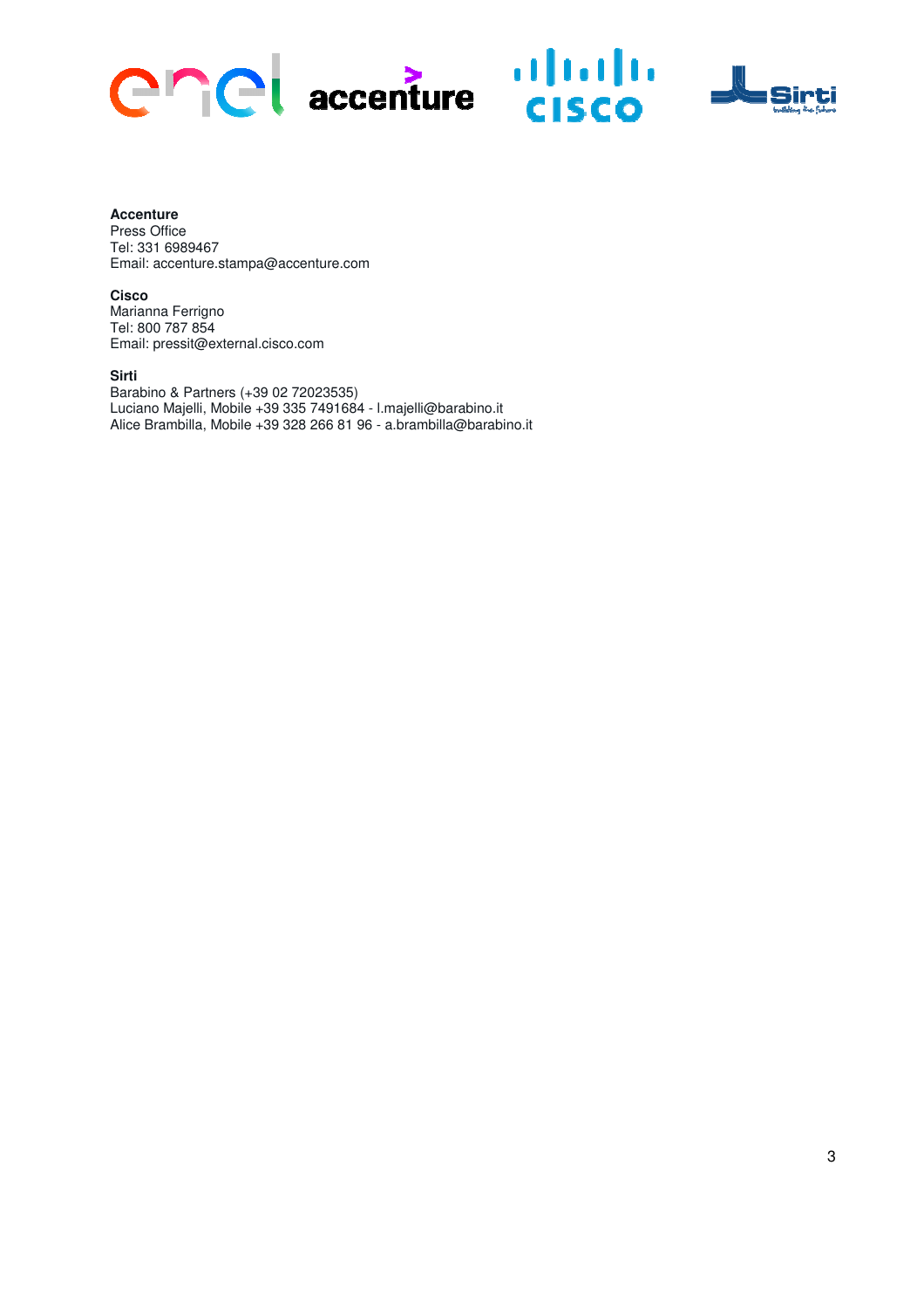**Accenture**
Press Office
Tel: 331 6989467
Email: accenture.stampa@accenture.com

**Cisco**
Marianna Ferrigno
Tel: 800 787 854
Email: pressit@external.cisco.com

**Sirti**
Barabino & Partners (+39 02 72023535)
Luciano Majelli, Mobile +39 335 7491684 - l.majelli@barabino.it
Alice Brambilla, Mobile +39 328 266 81 96 - a.brambilla@barabino.it